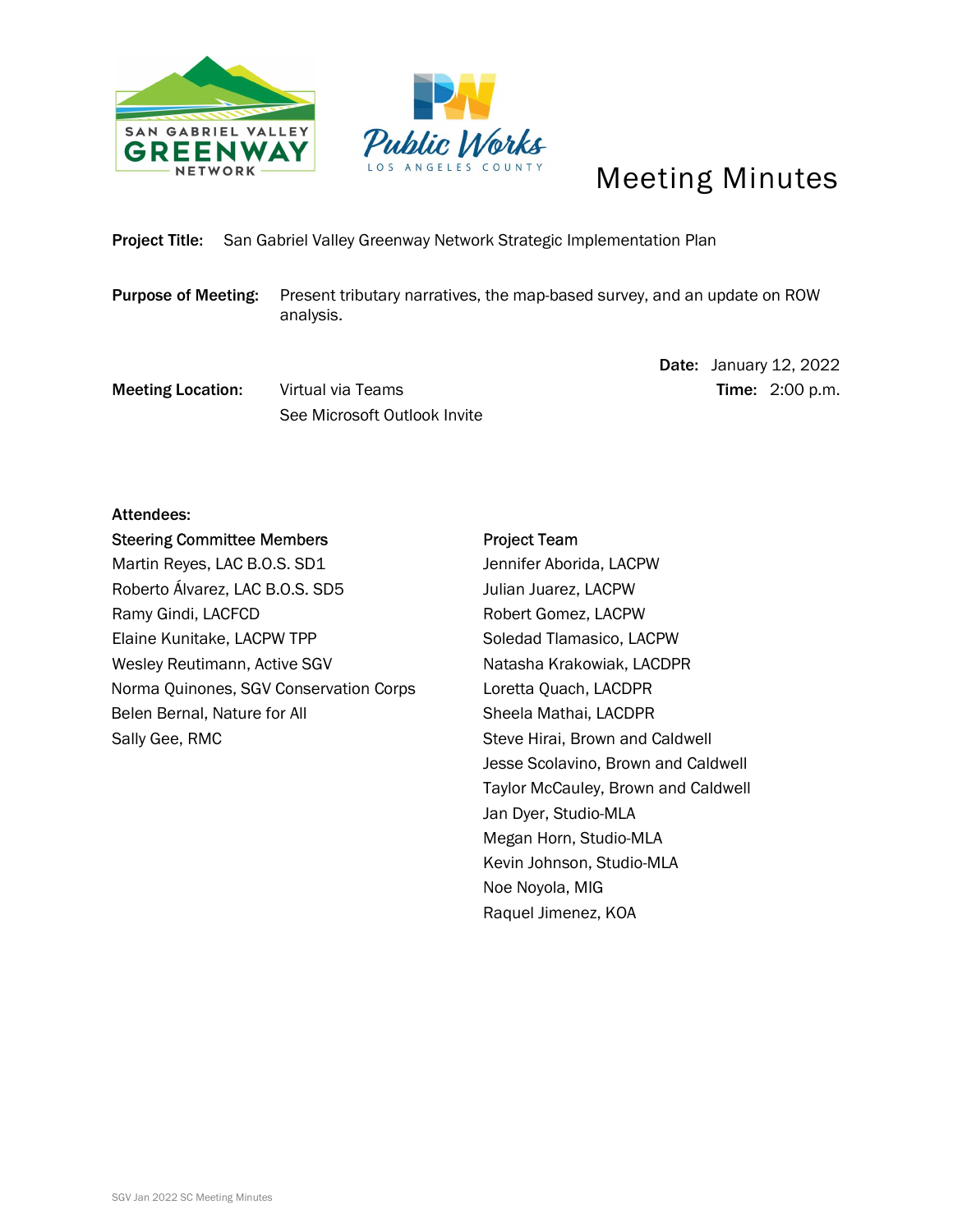# Meeting Minutes

**Project Title:** San Gabriel Valley Greenway Network Strategic Implementation Plan

**Purpose of Meeting:** Present tributary narratives, the map-based survey, and an update on ROW analysis.

**Date:** January 12, 2022

**Meeting Location:** Virtual via Teams
See Microsoft Outlook Invite

**Time:** 2:00 p.m.

**Attendees:**

**Steering Committee Members**

Martin Reyes, LAC B.O.S. SD1
Roberto Álvarez, LAC B.O.S. SD5
Ramy Gindi, LACFCD
Elaine Kunitake, LACPW TPP
Wesley Reutimann, Active SGV
Norma Quinones, SGV Conservation Corps
Belen Bernal, Nature for All
Sally Gee, RMC

**Project Team**

Jennifer Aborida, LACPW
Julian Juarez, LACPW
Robert Gomez, LACPW
Soledad Tlamasico, LACPW
Natasha Krakowiak, LACDPR
Loretta Quach, LACDPR
Sheela Mathai, LACDPR
Steve Hirai, Brown and Caldwell
Jesse Scolavino, Brown and Caldwell
Taylor McCauley, Brown and Caldwell
Jan Dyer, Studio-MLA
Megan Horn, Studio-MLA
Kevin Johnson, Studio-MLA
Noe Noyola, MIG
Raquel Jimenez, KOA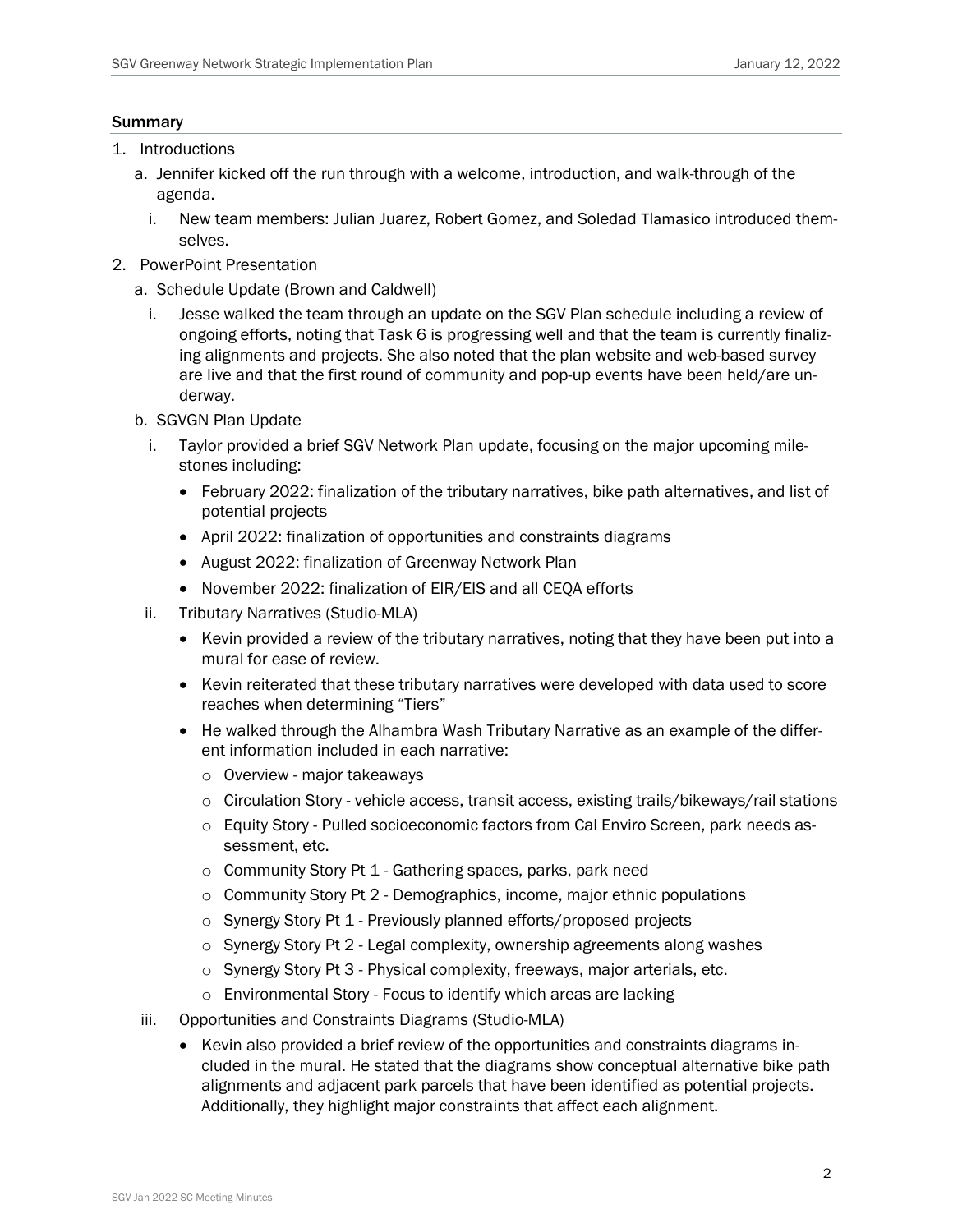## Summary

1. Introductions
   a. Jennifer kicked off the run through with a welcome, introduction, and walk-through of the agenda.
      i. New team members: Julian Juarez, Robert Gomez, and Soledad Tlamasico introduced themselves.
2. PowerPoint Presentation
   a. Schedule Update (Brown and Caldwell)
      i. Jesse walked the team through an update on the SGV Plan schedule including a review of ongoing efforts, noting that Task 6 is progressing well and that the team is currently finalizing alignments and projects. She also noted that the plan website and web-based survey are live and that the first round of community and pop-up events have been held/are underway.
   b. SGVGN Plan Update
      i. Taylor provided a brief SGV Network Plan update, focusing on the major upcoming milestones including:
         - February 2022: finalization of the tributary narratives, bike path alternatives, and list of potential projects
         - April 2022: finalization of opportunities and constraints diagrams
         - August 2022: finalization of Greenway Network Plan
         - November 2022: finalization of EIR/EIS and all CEQA efforts
      ii. Tributary Narratives (Studio-MLA)
         - Kevin provided a review of the tributary narratives, noting that they have been put into a mural for ease of review.
         - Kevin reiterated that these tributary narratives were developed with data used to score reaches when determining "Tiers"
         - He walked through the Alhambra Wash Tributary Narrative as an example of the different information included in each narrative:
           - Overview - major takeaways
           - Circulation Story - vehicle access, transit access, existing trails/bikeways/rail stations
           - Equity Story - Pulled socioeconomic factors from Cal Enviro Screen, park needs assessment, etc.
           - Community Story Pt 1 - Gathering spaces, parks, park need
           - Community Story Pt 2 - Demographics, income, major ethnic populations
           - Synergy Story Pt 1 - Previously planned efforts/proposed projects
           - Synergy Story Pt 2 - Legal complexity, ownership agreements along washes
           - Synergy Story Pt 3 - Physical complexity, freeways, major arterials, etc.
           - Environmental Story - Focus to identify which areas are lacking
      iii. Opportunities and Constraints Diagrams (Studio-MLA)
         - Kevin also provided a brief review of the opportunities and constraints diagrams included in the mural. He stated that the diagrams show conceptual alternative bike path alignments and adjacent park parcels that have been identified as potential projects. Additionally, they highlight major constraints that affect each alignment.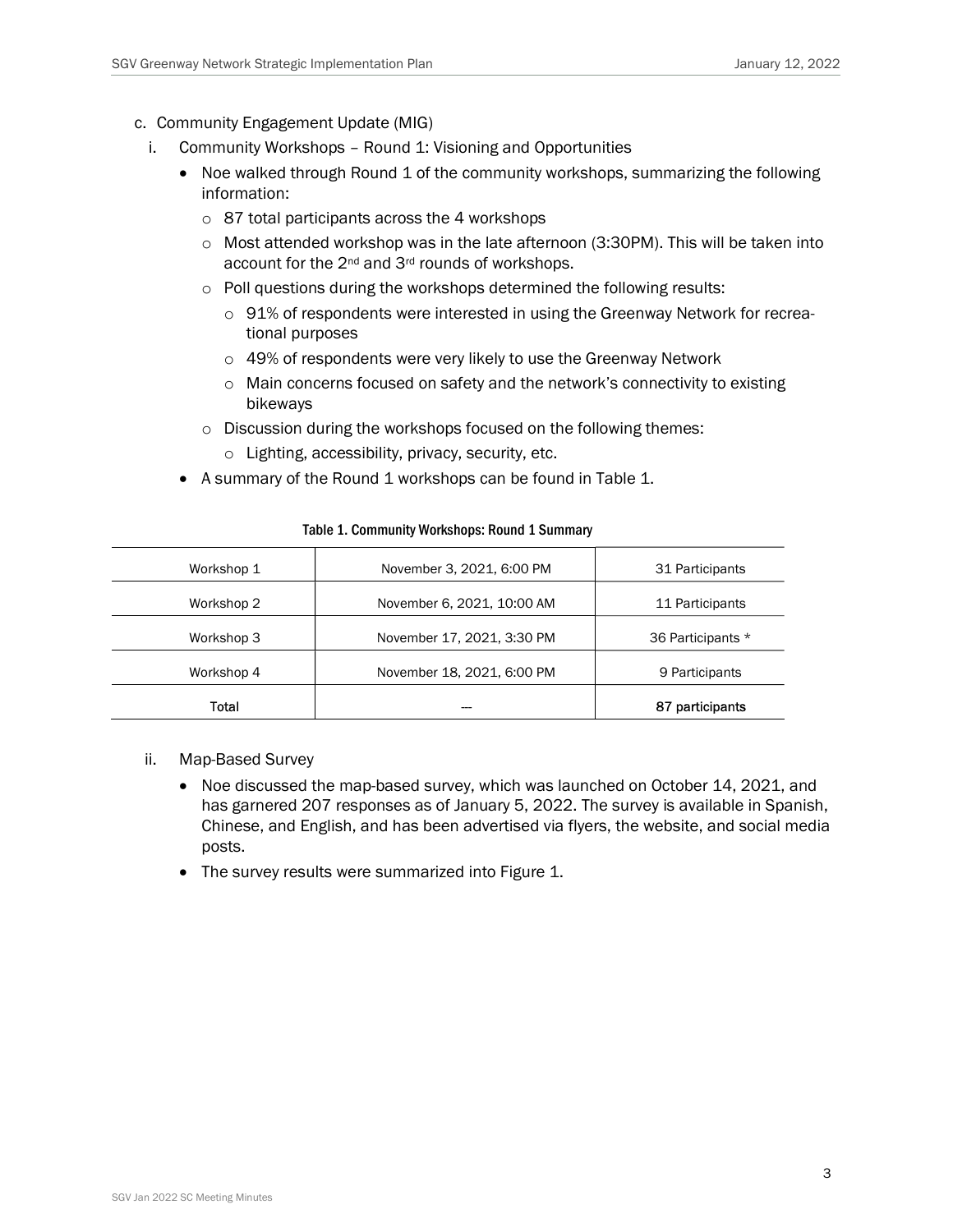c. Community Engagement Update (MIG)

   i. Community Workshops – Round 1: Visioning and Opportunities

      - Noe walked through Round 1 of the community workshops, summarizing the following information:
        - 87 total participants across the 4 workshops
        - Most attended workshop was in the late afternoon (3:30PM). This will be taken into account for the 2nd and 3rd rounds of workshops.
        - Poll questions during the workshops determined the following results:
          - 91% of respondents were interested in using the Greenway Network for recreational purposes
          - 49% of respondents were very likely to use the Greenway Network
          - Main concerns focused on safety and the network's connectivity to existing bikeways
        - Discussion during the workshops focused on the following themes:
          - Lighting, accessibility, privacy, security, etc.
      - A summary of the Round 1 workshops can be found in Table 1.

**Table 1. Community Workshops: Round 1 Summary**

| | | |
|---|---|---|
| Workshop 1 | November 3, 2021, 6:00 PM | 31 Participants |
| Workshop 2 | November 6, 2021, 10:00 AM | 11 Participants |
| Workshop 3 | November 17, 2021, 3:30 PM | 36 Participants * |
| Workshop 4 | November 18, 2021, 6:00 PM | 9 Participants |
| Total | --- | **87 participants** |

   ii. Map-Based Survey

      - Noe discussed the map-based survey, which was launched on October 14, 2021, and has garnered 207 responses as of January 5, 2022. The survey is available in Spanish, Chinese, and English, and has been advertised via flyers, the website, and social media posts.
      - The survey results were summarized into Figure 1.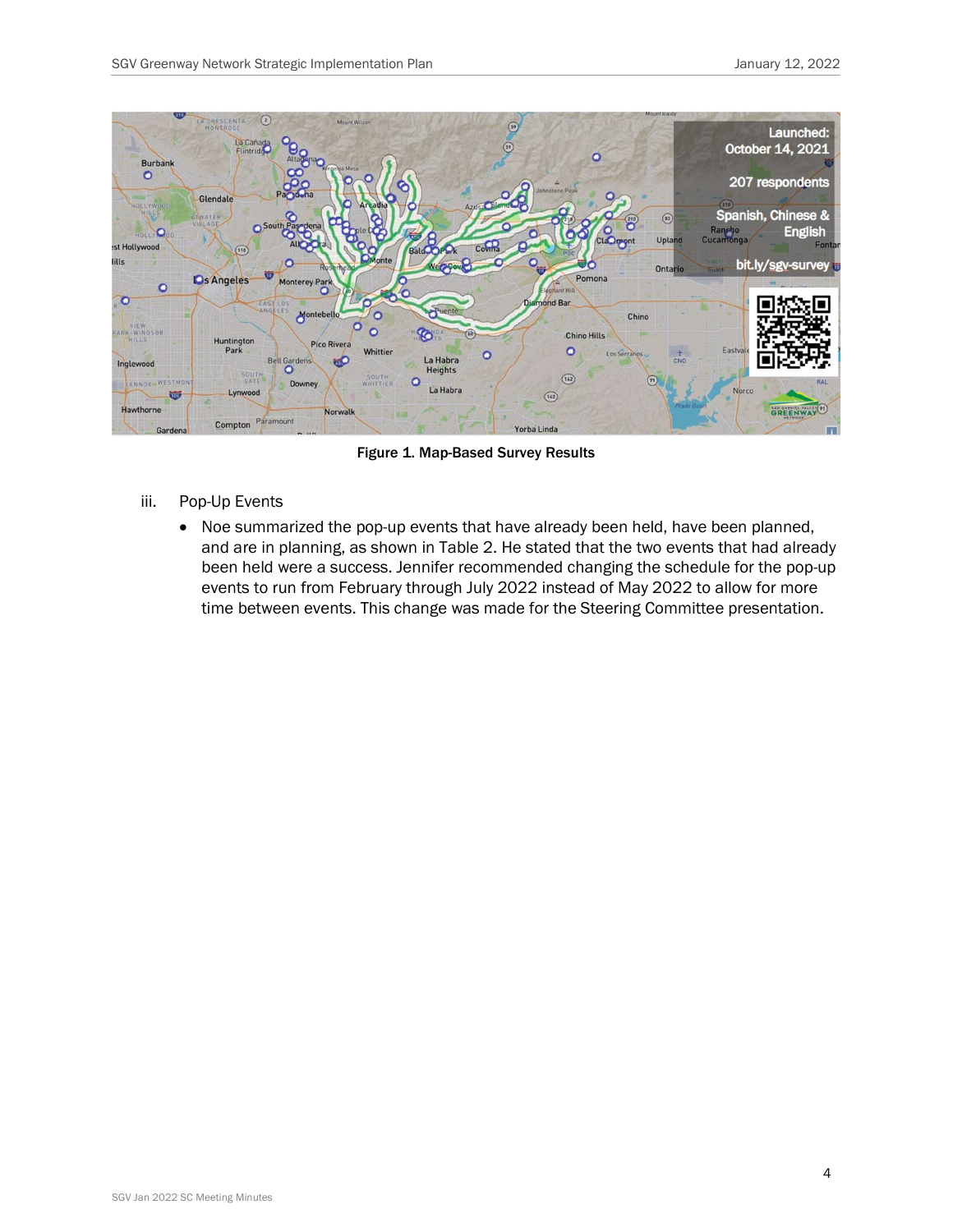Figure 1. Map-Based Survey Results

iii. Pop-Up Events

- Noe summarized the pop-up events that have already been held, have been planned, and are in planning, as shown in Table 2. He stated that the two events that had already been held were a success. Jennifer recommended changing the schedule for the pop-up events to run from February through July 2022 instead of May 2022 to allow for more time between events. This change was made for the Steering Committee presentation.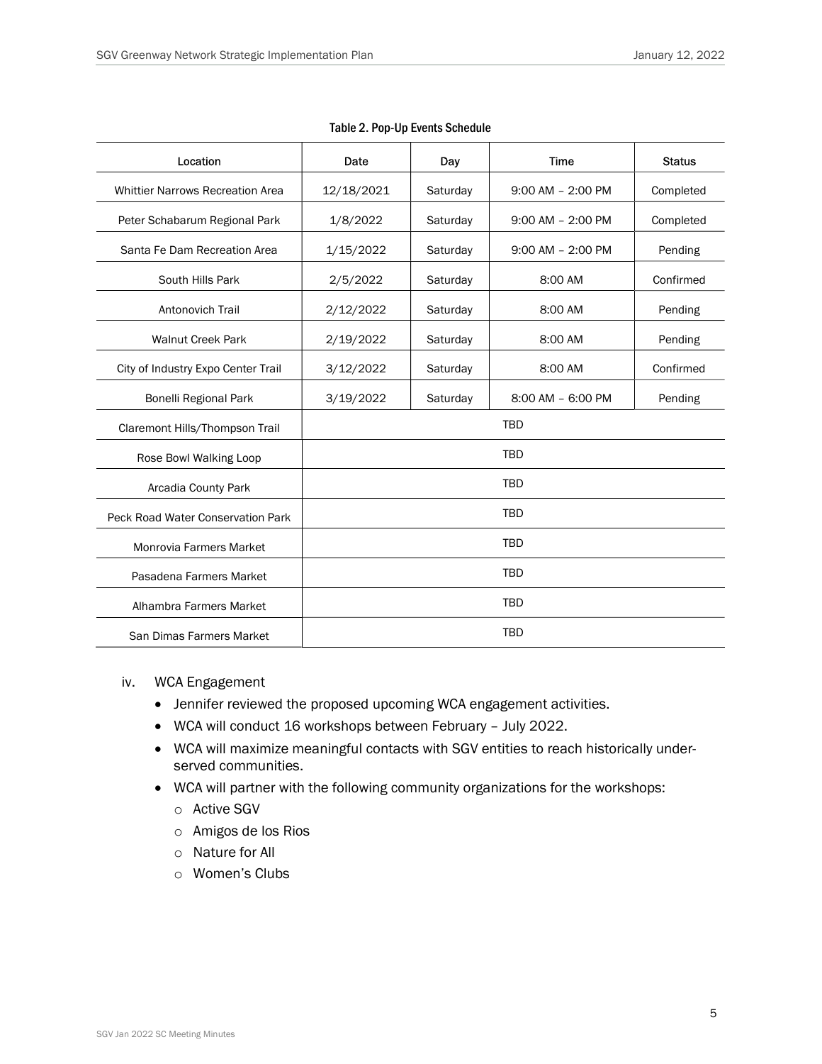Table 2. Pop-Up Events Schedule

| Location | Date | Day | Time | Status |
|---|---|---|---|---|
| Whittier Narrows Recreation Area | 12/18/2021 | Saturday | 9:00 AM – 2:00 PM | Completed |
| Peter Schabarum Regional Park | 1/8/2022 | Saturday | 9:00 AM – 2:00 PM | Completed |
| Santa Fe Dam Recreation Area | 1/15/2022 | Saturday | 9:00 AM – 2:00 PM | Pending |
| South Hills Park | 2/5/2022 | Saturday | 8:00 AM | Confirmed |
| Antonovich Trail | 2/12/2022 | Saturday | 8:00 AM | Pending |
| Walnut Creek Park | 2/19/2022 | Saturday | 8:00 AM | Pending |
| City of Industry Expo Center Trail | 3/12/2022 | Saturday | 8:00 AM | Confirmed |
| Bonelli Regional Park | 3/19/2022 | Saturday | 8:00 AM – 6:00 PM | Pending |
| Claremont Hills/Thompson Trail | TBD | | | |
| Rose Bowl Walking Loop | TBD | | | |
| Arcadia County Park | TBD | | | |
| Peck Road Water Conservation Park | TBD | | | |
| Monrovia Farmers Market | TBD | | | |
| Pasadena Farmers Market | TBD | | | |
| Alhambra Farmers Market | TBD | | | |
| San Dimas Farmers Market | TBD | | | |

iv. WCA Engagement

- Jennifer reviewed the proposed upcoming WCA engagement activities.
- WCA will conduct 16 workshops between February – July 2022.
- WCA will maximize meaningful contacts with SGV entities to reach historically under-served communities.
- WCA will partner with the following community organizations for the workshops:
  - Active SGV
  - Amigos de los Rios
  - Nature for All
  - Women's Clubs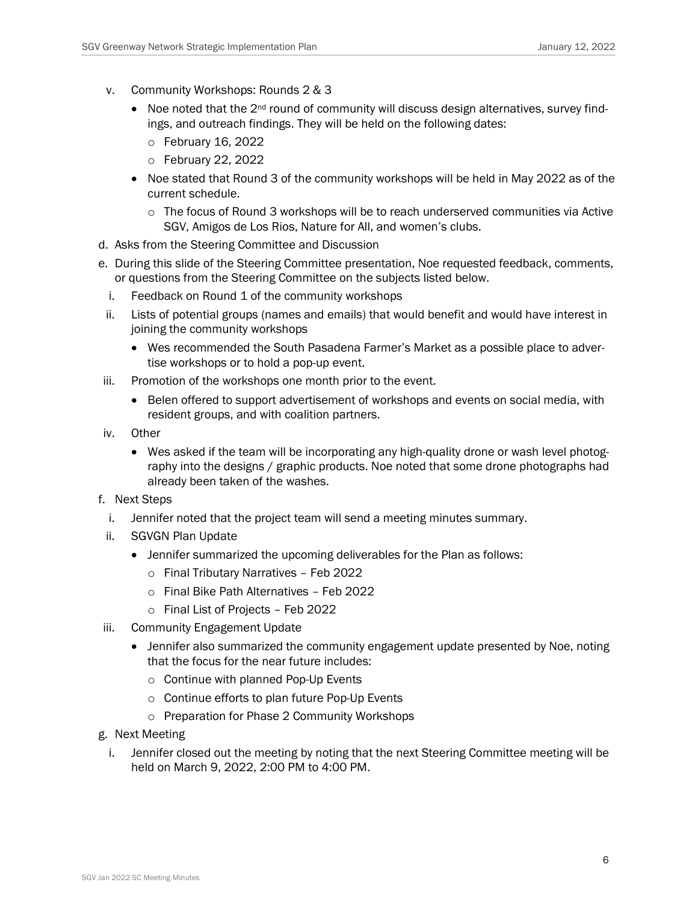v. Community Workshops: Rounds 2 & 3
   - Noe noted that the 2nd round of community will discuss design alternatives, survey findings, and outreach findings. They will be held on the following dates:
     - February 16, 2022
     - February 22, 2022
   - Noe stated that Round 3 of the community workshops will be held in May 2022 as of the current schedule.
     - The focus of Round 3 workshops will be to reach underserved communities via Active SGV, Amigos de Los Rios, Nature for All, and women's clubs.

d. Asks from the Steering Committee and Discussion

e. During this slide of the Steering Committee presentation, Noe requested feedback, comments, or questions from the Steering Committee on the subjects listed below.

   i. Feedback on Round 1 of the community workshops

   ii. Lists of potential groups (names and emails) that would benefit and would have interest in joining the community workshops
   - Wes recommended the South Pasadena Farmer's Market as a possible place to advertise workshops or to hold a pop-up event.

   iii. Promotion of the workshops one month prior to the event.
   - Belen offered to support advertisement of workshops and events on social media, with resident groups, and with coalition partners.

   iv. Other
   - Wes asked if the team will be incorporating any high-quality drone or wash level photography into the designs / graphic products. Noe noted that some drone photographs had already been taken of the washes.

f. Next Steps

   i. Jennifer noted that the project team will send a meeting minutes summary.

   ii. SGVGN Plan Update
   - Jennifer summarized the upcoming deliverables for the Plan as follows:
     - Final Tributary Narratives – Feb 2022
     - Final Bike Path Alternatives – Feb 2022
     - Final List of Projects – Feb 2022

   iii. Community Engagement Update
   - Jennifer also summarized the community engagement update presented by Noe, noting that the focus for the near future includes:
     - Continue with planned Pop-Up Events
     - Continue efforts to plan future Pop-Up Events
     - Preparation for Phase 2 Community Workshops

g. Next Meeting

   i. Jennifer closed out the meeting by noting that the next Steering Committee meeting will be held on March 9, 2022, 2:00 PM to 4:00 PM.